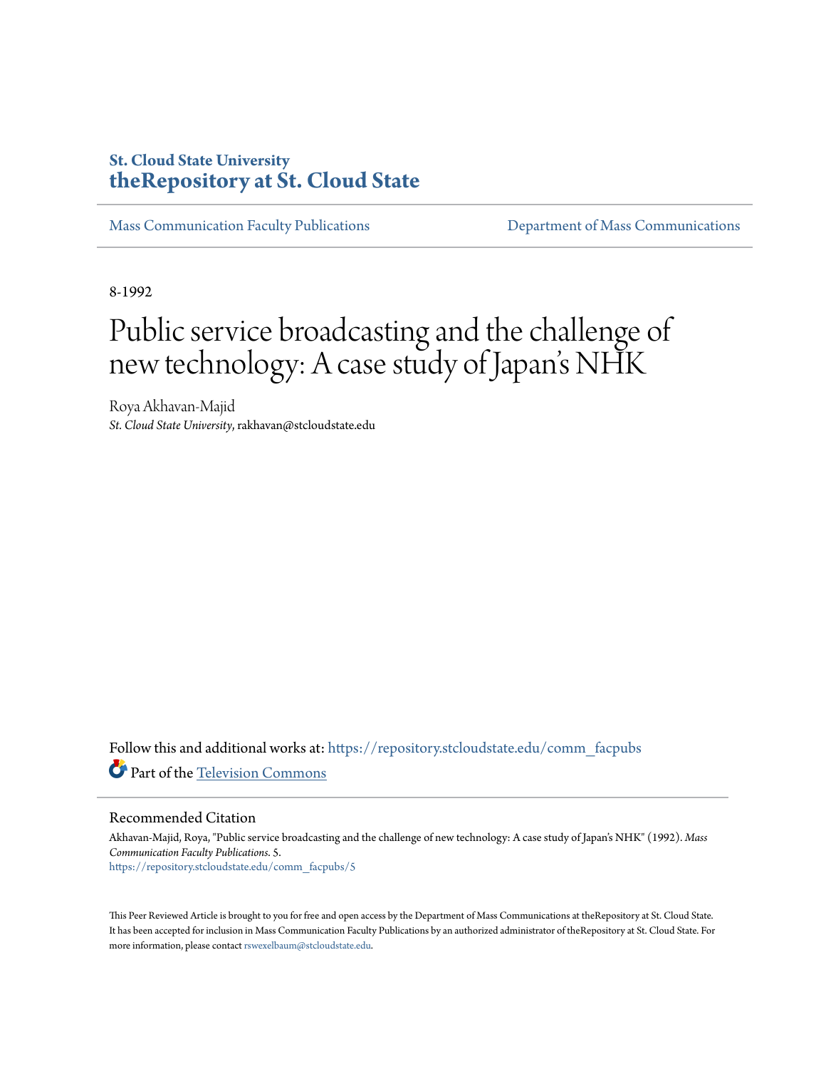St. Cloud State University
**theRepository at St. Cloud State**

Mass Communication Faculty Publications | Department of Mass Communications

8-1992

# Public service broadcasting and the challenge of new technology: A case study of Japan's NHK

Roya Akhavan-Majid
*St. Cloud State University*, rakhavan@stcloudstate.edu

Follow this and additional works at: https://repository.stcloudstate.edu/comm_facpubs

Part of the Television Commons

## Recommended Citation

Akhavan-Majid, Roya, "Public service broadcasting and the challenge of new technology: A case study of Japan's NHK" (1992). *Mass Communication Faculty Publications*. 5.
https://repository.stcloudstate.edu/comm_facpubs/5

This Peer Reviewed Article is brought to you for free and open access by the Department of Mass Communications at theRepository at St. Cloud State. It has been accepted for inclusion in Mass Communication Faculty Publications by an authorized administrator of theRepository at St. Cloud State. For more information, please contact rswexelbaum@stcloudstate.edu.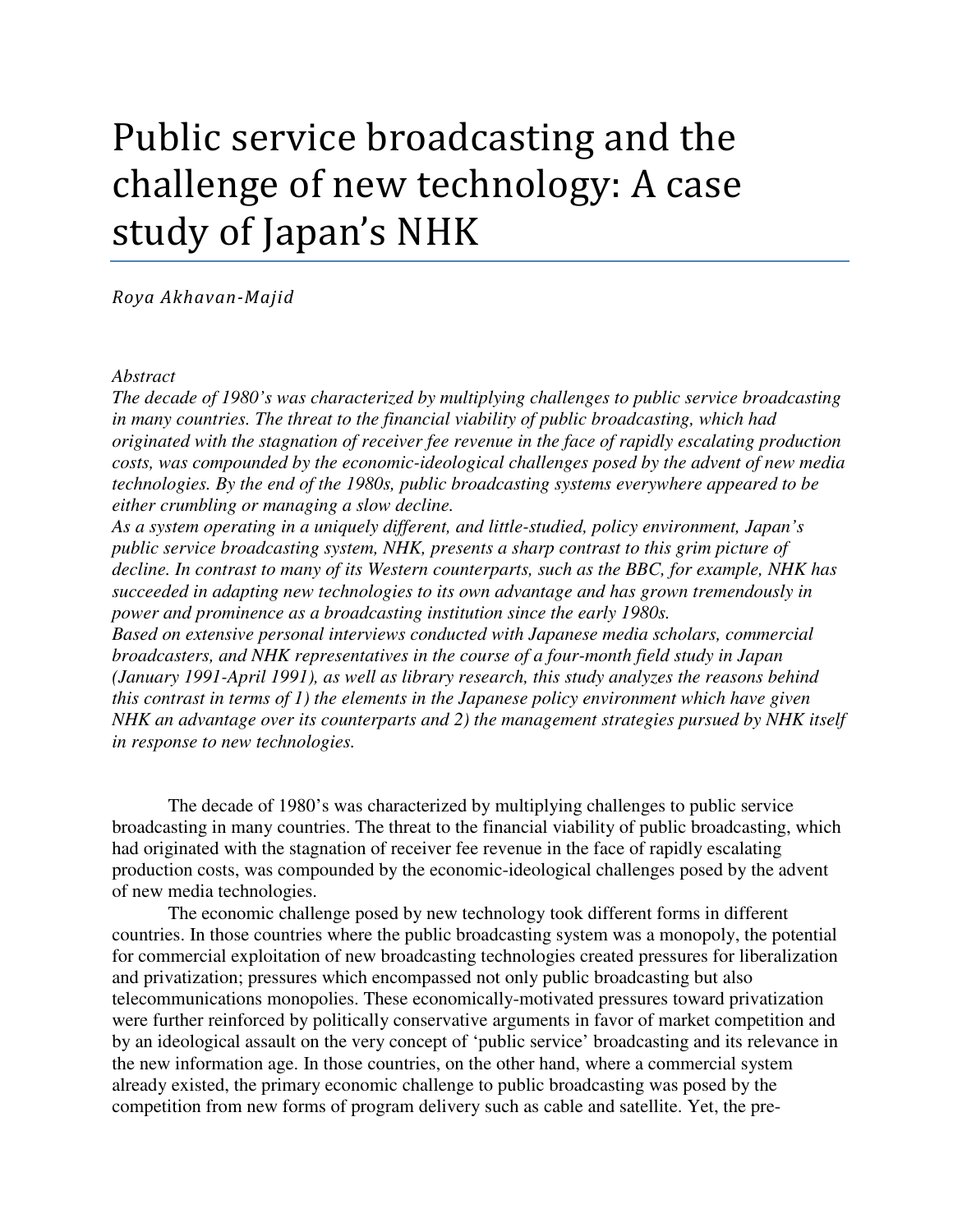# Public service broadcasting and the challenge of new technology: A case study of Japan's NHK

*Roya Akhavan-Majid*

*Abstract*

*The decade of 1980's was characterized by multiplying challenges to public service broadcasting in many countries. The threat to the financial viability of public broadcasting, which had originated with the stagnation of receiver fee revenue in the face of rapidly escalating production costs, was compounded by the economic-ideological challenges posed by the advent of new media technologies. By the end of the 1980s, public broadcasting systems everywhere appeared to be either crumbling or managing a slow decline.*

*As a system operating in a uniquely different, and little-studied, policy environment, Japan's public service broadcasting system, NHK, presents a sharp contrast to this grim picture of decline. In contrast to many of its Western counterparts, such as the BBC, for example, NHK has succeeded in adapting new technologies to its own advantage and has grown tremendously in power and prominence as a broadcasting institution since the early 1980s.*

*Based on extensive personal interviews conducted with Japanese media scholars, commercial broadcasters, and NHK representatives in the course of a four-month field study in Japan (January 1991-April 1991), as well as library research, this study analyzes the reasons behind this contrast in terms of 1) the elements in the Japanese policy environment which have given NHK an advantage over its counterparts and 2) the management strategies pursued by NHK itself in response to new technologies.*

The decade of 1980's was characterized by multiplying challenges to public service broadcasting in many countries. The threat to the financial viability of public broadcasting, which had originated with the stagnation of receiver fee revenue in the face of rapidly escalating production costs, was compounded by the economic-ideological challenges posed by the advent of new media technologies.

The economic challenge posed by new technology took different forms in different countries. In those countries where the public broadcasting system was a monopoly, the potential for commercial exploitation of new broadcasting technologies created pressures for liberalization and privatization; pressures which encompassed not only public broadcasting but also telecommunications monopolies. These economically-motivated pressures toward privatization were further reinforced by politically conservative arguments in favor of market competition and by an ideological assault on the very concept of 'public service' broadcasting and its relevance in the new information age. In those countries, on the other hand, where a commercial system already existed, the primary economic challenge to public broadcasting was posed by the competition from new forms of program delivery such as cable and satellite. Yet, the pre-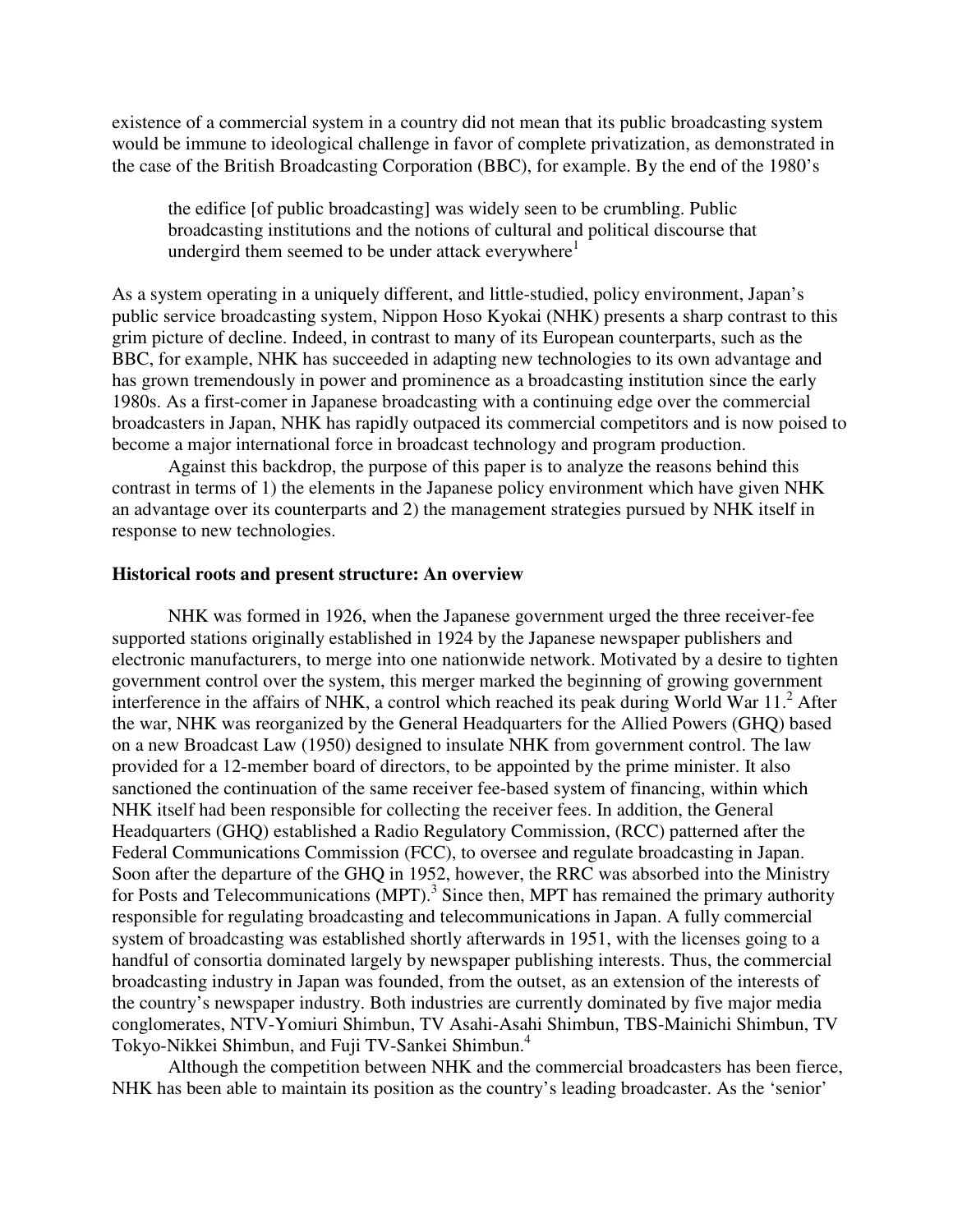existence of a commercial system in a country did not mean that its public broadcasting system would be immune to ideological challenge in favor of complete privatization, as demonstrated in the case of the British Broadcasting Corporation (BBC), for example. By the end of the 1980's

> the edifice [of public broadcasting] was widely seen to be crumbling. Public broadcasting institutions and the notions of cultural and political discourse that undergird them seemed to be under attack everywhere[1]

As a system operating in a uniquely different, and little-studied, policy environment, Japan's public service broadcasting system, Nippon Hoso Kyokai (NHK) presents a sharp contrast to this grim picture of decline. Indeed, in contrast to many of its European counterparts, such as the BBC, for example, NHK has succeeded in adapting new technologies to its own advantage and has grown tremendously in power and prominence as a broadcasting institution since the early 1980s. As a first-comer in Japanese broadcasting with a continuing edge over the commercial broadcasters in Japan, NHK has rapidly outpaced its commercial competitors and is now poised to become a major international force in broadcast technology and program production.

Against this backdrop, the purpose of this paper is to analyze the reasons behind this contrast in terms of 1) the elements in the Japanese policy environment which have given NHK an advantage over its counterparts and 2) the management strategies pursued by NHK itself in response to new technologies.

**Historical roots and present structure: An overview**

NHK was formed in 1926, when the Japanese government urged the three receiver-fee supported stations originally established in 1924 by the Japanese newspaper publishers and electronic manufacturers, to merge into one nationwide network. Motivated by a desire to tighten government control over the system, this merger marked the beginning of growing government interference in the affairs of NHK, a control which reached its peak during World War 11.[2] After the war, NHK was reorganized by the General Headquarters for the Allied Powers (GHQ) based on a new Broadcast Law (1950) designed to insulate NHK from government control. The law provided for a 12-member board of directors, to be appointed by the prime minister. It also sanctioned the continuation of the same receiver fee-based system of financing, within which NHK itself had been responsible for collecting the receiver fees. In addition, the General Headquarters (GHQ) established a Radio Regulatory Commission, (RCC) patterned after the Federal Communications Commission (FCC), to oversee and regulate broadcasting in Japan. Soon after the departure of the GHQ in 1952, however, the RRC was absorbed into the Ministry for Posts and Telecommunications (MPT).[3] Since then, MPT has remained the primary authority responsible for regulating broadcasting and telecommunications in Japan. A fully commercial system of broadcasting was established shortly afterwards in 1951, with the licenses going to a handful of consortia dominated largely by newspaper publishing interests. Thus, the commercial broadcasting industry in Japan was founded, from the outset, as an extension of the interests of the country's newspaper industry. Both industries are currently dominated by five major media conglomerates, NTV-Yomiuri Shimbun, TV Asahi-Asahi Shimbun, TBS-Mainichi Shimbun, TV Tokyo-Nikkei Shimbun, and Fuji TV-Sankei Shimbun.[4]

Although the competition between NHK and the commercial broadcasters has been fierce, NHK has been able to maintain its position as the country's leading broadcaster. As the 'senior'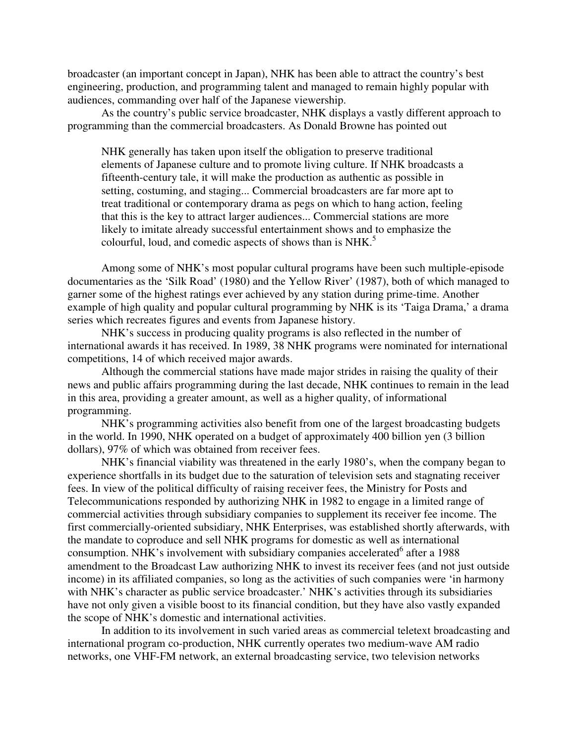broadcaster (an important concept in Japan), NHK has been able to attract the country's best engineering, production, and programming talent and managed to remain highly popular with audiences, commanding over half of the Japanese viewership.

As the country's public service broadcaster, NHK displays a vastly different approach to programming than the commercial broadcasters. As Donald Browne has pointed out

> NHK generally has taken upon itself the obligation to preserve traditional elements of Japanese culture and to promote living culture. If NHK broadcasts a fifteenth-century tale, it will make the production as authentic as possible in setting, costuming, and staging... Commercial broadcasters are far more apt to treat traditional or contemporary drama as pegs on which to hang action, feeling that this is the key to attract larger audiences... Commercial stations are more likely to imitate already successful entertainment shows and to emphasize the colourful, loud, and comedic aspects of shows than is NHK.[5]

Among some of NHK's most popular cultural programs have been such multiple-episode documentaries as the 'Silk Road' (1980) and the Yellow River' (1987), both of which managed to garner some of the highest ratings ever achieved by any station during prime-time. Another example of high quality and popular cultural programming by NHK is its 'Taiga Drama,' a drama series which recreates figures and events from Japanese history.

NHK's success in producing quality programs is also reflected in the number of international awards it has received. In 1989, 38 NHK programs were nominated for international competitions, 14 of which received major awards.

Although the commercial stations have made major strides in raising the quality of their news and public affairs programming during the last decade, NHK continues to remain in the lead in this area, providing a greater amount, as well as a higher quality, of informational programming.

NHK's programming activities also benefit from one of the largest broadcasting budgets in the world. In 1990, NHK operated on a budget of approximately 400 billion yen (3 billion dollars), 97% of which was obtained from receiver fees.

NHK's financial viability was threatened in the early 1980's, when the company began to experience shortfalls in its budget due to the saturation of television sets and stagnating receiver fees. In view of the political difficulty of raising receiver fees, the Ministry for Posts and Telecommunications responded by authorizing NHK in 1982 to engage in a limited range of commercial activities through subsidiary companies to supplement its receiver fee income. The first commercially-oriented subsidiary, NHK Enterprises, was established shortly afterwards, with the mandate to coproduce and sell NHK programs for domestic as well as international consumption. NHK's involvement with subsidiary companies accelerated[6] after a 1988 amendment to the Broadcast Law authorizing NHK to invest its receiver fees (and not just outside income) in its affiliated companies, so long as the activities of such companies were 'in harmony with NHK's character as public service broadcaster.' NHK's activities through its subsidiaries have not only given a visible boost to its financial condition, but they have also vastly expanded the scope of NHK's domestic and international activities.

In addition to its involvement in such varied areas as commercial teletext broadcasting and international program co-production, NHK currently operates two medium-wave AM radio networks, one VHF-FM network, an external broadcasting service, two television networks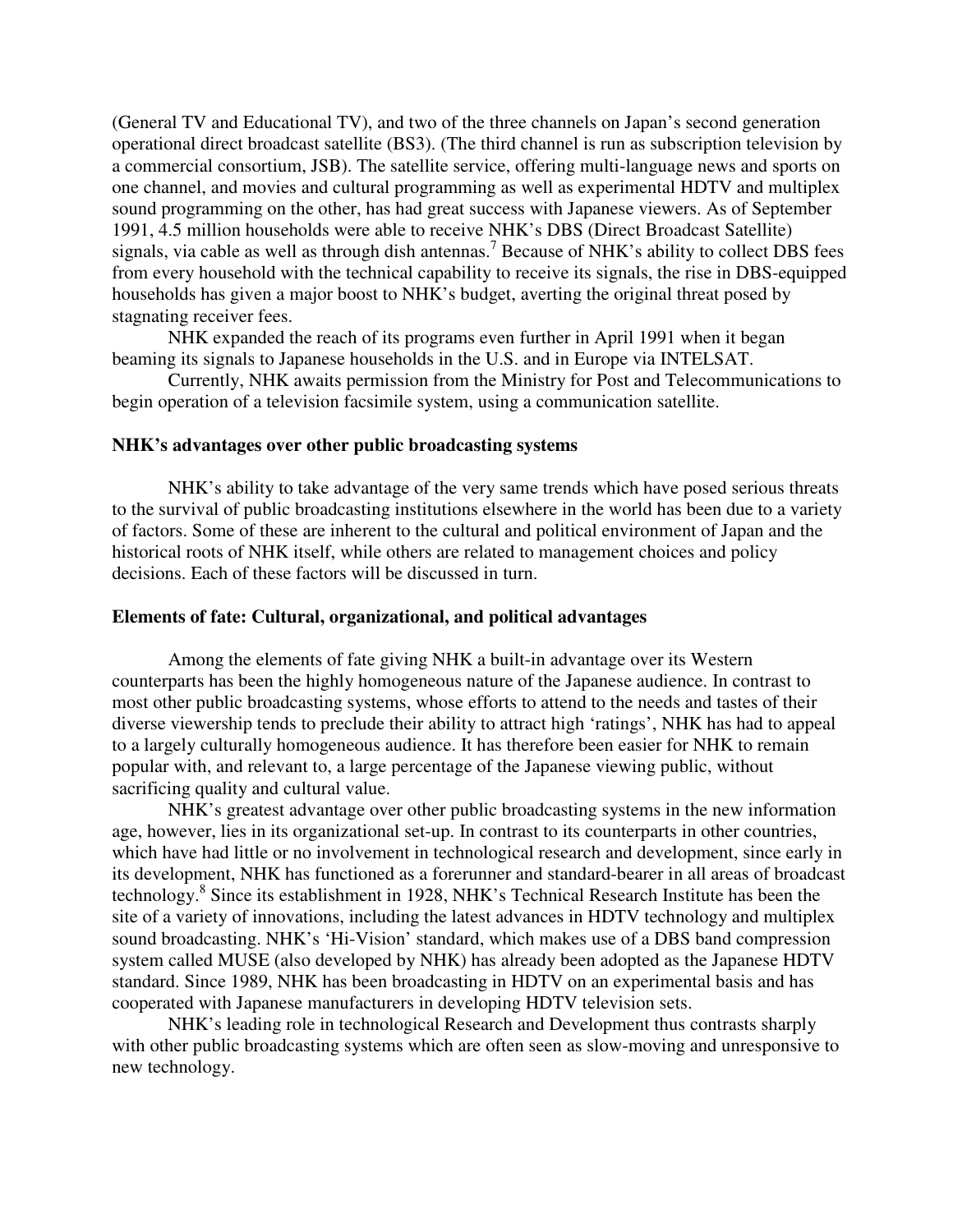(General TV and Educational TV), and two of the three channels on Japan's second generation operational direct broadcast satellite (BS3). (The third channel is run as subscription television by a commercial consortium, JSB). The satellite service, offering multi-language news and sports on one channel, and movies and cultural programming as well as experimental HDTV and multiplex sound programming on the other, has had great success with Japanese viewers. As of September 1991, 4.5 million households were able to receive NHK's DBS (Direct Broadcast Satellite) signals, via cable as well as through dish antennas.[7] Because of NHK's ability to collect DBS fees from every household with the technical capability to receive its signals, the rise in DBS-equipped households has given a major boost to NHK's budget, averting the original threat posed by stagnating receiver fees.

NHK expanded the reach of its programs even further in April 1991 when it began beaming its signals to Japanese households in the U.S. and in Europe via INTELSAT.

Currently, NHK awaits permission from the Ministry for Post and Telecommunications to begin operation of a television facsimile system, using a communication satellite.

**NHK's advantages over other public broadcasting systems**

NHK's ability to take advantage of the very same trends which have posed serious threats to the survival of public broadcasting institutions elsewhere in the world has been due to a variety of factors. Some of these are inherent to the cultural and political environment of Japan and the historical roots of NHK itself, while others are related to management choices and policy decisions. Each of these factors will be discussed in turn.

**Elements of fate: Cultural, organizational, and political advantages**

Among the elements of fate giving NHK a built-in advantage over its Western counterparts has been the highly homogeneous nature of the Japanese audience. In contrast to most other public broadcasting systems, whose efforts to attend to the needs and tastes of their diverse viewership tends to preclude their ability to attract high 'ratings', NHK has had to appeal to a largely culturally homogeneous audience. It has therefore been easier for NHK to remain popular with, and relevant to, a large percentage of the Japanese viewing public, without sacrificing quality and cultural value.

NHK's greatest advantage over other public broadcasting systems in the new information age, however, lies in its organizational set-up. In contrast to its counterparts in other countries, which have had little or no involvement in technological research and development, since early in its development, NHK has functioned as a forerunner and standard-bearer in all areas of broadcast technology.[8] Since its establishment in 1928, NHK's Technical Research Institute has been the site of a variety of innovations, including the latest advances in HDTV technology and multiplex sound broadcasting. NHK's 'Hi-Vision' standard, which makes use of a DBS band compression system called MUSE (also developed by NHK) has already been adopted as the Japanese HDTV standard. Since 1989, NHK has been broadcasting in HDTV on an experimental basis and has cooperated with Japanese manufacturers in developing HDTV television sets.

NHK's leading role in technological Research and Development thus contrasts sharply with other public broadcasting systems which are often seen as slow-moving and unresponsive to new technology.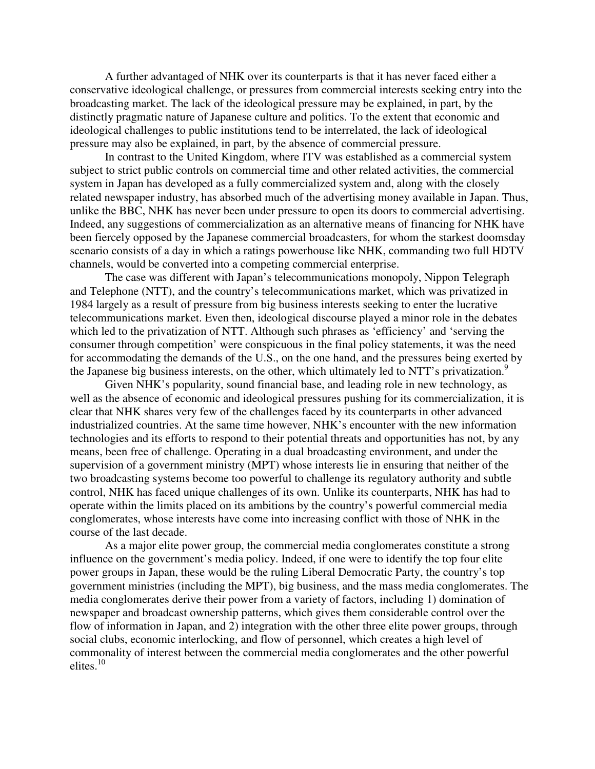A further advantaged of NHK over its counterparts is that it has never faced either a conservative ideological challenge, or pressures from commercial interests seeking entry into the broadcasting market. The lack of the ideological pressure may be explained, in part, by the distinctly pragmatic nature of Japanese culture and politics. To the extent that economic and ideological challenges to public institutions tend to be interrelated, the lack of ideological pressure may also be explained, in part, by the absence of commercial pressure.

In contrast to the United Kingdom, where ITV was established as a commercial system subject to strict public controls on commercial time and other related activities, the commercial system in Japan has developed as a fully commercialized system and, along with the closely related newspaper industry, has absorbed much of the advertising money available in Japan. Thus, unlike the BBC, NHK has never been under pressure to open its doors to commercial advertising. Indeed, any suggestions of commercialization as an alternative means of financing for NHK have been fiercely opposed by the Japanese commercial broadcasters, for whom the starkest doomsday scenario consists of a day in which a ratings powerhouse like NHK, commanding two full HDTV channels, would be converted into a competing commercial enterprise.

The case was different with Japan's telecommunications monopoly, Nippon Telegraph and Telephone (NTT), and the country's telecommunications market, which was privatized in 1984 largely as a result of pressure from big business interests seeking to enter the lucrative telecommunications market. Even then, ideological discourse played a minor role in the debates which led to the privatization of NTT. Although such phrases as 'efficiency' and 'serving the consumer through competition' were conspicuous in the final policy statements, it was the need for accommodating the demands of the U.S., on the one hand, and the pressures being exerted by the Japanese big business interests, on the other, which ultimately led to NTT's privatization.[9]

Given NHK's popularity, sound financial base, and leading role in new technology, as well as the absence of economic and ideological pressures pushing for its commercialization, it is clear that NHK shares very few of the challenges faced by its counterparts in other advanced industrialized countries. At the same time however, NHK's encounter with the new information technologies and its efforts to respond to their potential threats and opportunities has not, by any means, been free of challenge. Operating in a dual broadcasting environment, and under the supervision of a government ministry (MPT) whose interests lie in ensuring that neither of the two broadcasting systems become too powerful to challenge its regulatory authority and subtle control, NHK has faced unique challenges of its own. Unlike its counterparts, NHK has had to operate within the limits placed on its ambitions by the country's powerful commercial media conglomerates, whose interests have come into increasing conflict with those of NHK in the course of the last decade.

As a major elite power group, the commercial media conglomerates constitute a strong influence on the government's media policy. Indeed, if one were to identify the top four elite power groups in Japan, these would be the ruling Liberal Democratic Party, the country's top government ministries (including the MPT), big business, and the mass media conglomerates. The media conglomerates derive their power from a variety of factors, including 1) domination of newspaper and broadcast ownership patterns, which gives them considerable control over the flow of information in Japan, and 2) integration with the other three elite power groups, through social clubs, economic interlocking, and flow of personnel, which creates a high level of commonality of interest between the commercial media conglomerates and the other powerful elites.[10]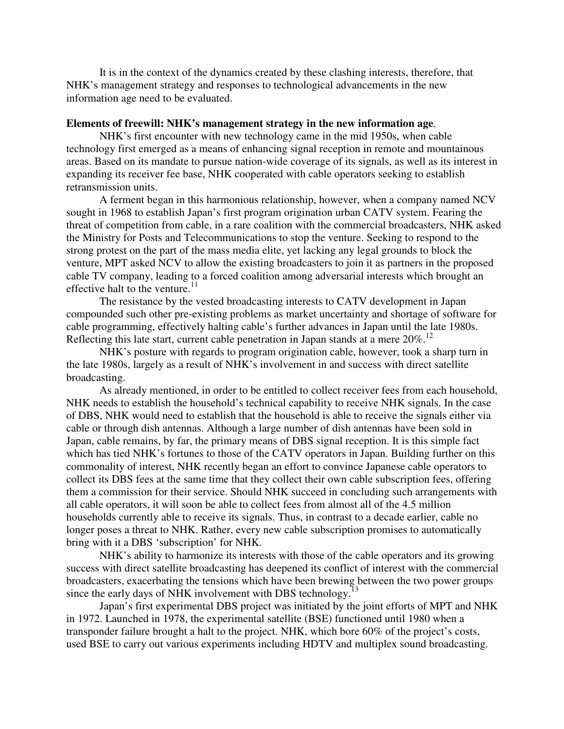It is in the context of the dynamics created by these clashing interests, therefore, that NHK's management strategy and responses to technological advancements in the new information age need to be evaluated.

**Elements of freewill: NHK's management strategy in the new information age**.

NHK's first encounter with new technology came in the mid 1950s, when cable technology first emerged as a means of enhancing signal reception in remote and mountainous areas. Based on its mandate to pursue nation-wide coverage of its signals, as well as its interest in expanding its receiver fee base, NHK cooperated with cable operators seeking to establish retransmission units.

A ferment began in this harmonious relationship, however, when a company named NCV sought in 1968 to establish Japan's first program origination urban CATV system. Fearing the threat of competition from cable, in a rare coalition with the commercial broadcasters, NHK asked the Ministry for Posts and Telecommunications to stop the venture. Seeking to respond to the strong protest on the part of the mass media elite, yet lacking any legal grounds to block the venture, MPT asked NCV to allow the existing broadcasters to join it as partners in the proposed cable TV company, leading to a forced coalition among adversarial interests which brought an effective halt to the venture.[11]

The resistance by the vested broadcasting interests to CATV development in Japan compounded such other pre-existing problems as market uncertainty and shortage of software for cable programming, effectively halting cable's further advances in Japan until the late 1980s. Reflecting this late start, current cable penetration in Japan stands at a mere 20%.[12]

NHK's posture with regards to program origination cable, however, took a sharp turn in the late 1980s, largely as a result of NHK's involvement in and success with direct satellite broadcasting.

As already mentioned, in order to be entitled to collect receiver fees from each household, NHK needs to establish the household's technical capability to receive NHK signals. In the case of DBS, NHK would need to establish that the household is able to receive the signals either via cable or through dish antennas. Although a large number of dish antennas have been sold in Japan, cable remains, by far, the primary means of DBS signal reception. It is this simple fact which has tied NHK's fortunes to those of the CATV operators in Japan. Building further on this commonality of interest, NHK recently began an effort to convince Japanese cable operators to collect its DBS fees at the same time that they collect their own cable subscription fees, offering them a commission for their service. Should NHK succeed in concluding such arrangements with all cable operators, it will soon be able to collect fees from almost all of the 4.5 million households currently able to receive its signals. Thus, in contrast to a decade earlier, cable no longer poses a threat to NHK. Rather, every new cable subscription promises to automatically bring with it a DBS 'subscription' for NHK.

NHK's ability to harmonize its interests with those of the cable operators and its growing success with direct satellite broadcasting has deepened its conflict of interest with the commercial broadcasters, exacerbating the tensions which have been brewing between the two power groups since the early days of NHK involvement with DBS technology.[13]

Japan's first experimental DBS project was initiated by the joint efforts of MPT and NHK in 1972. Launched in 1978, the experimental satellite (BSE) functioned until 1980 when a transponder failure brought a halt to the project. NHK, which bore 60% of the project's costs, used BSE to carry out various experiments including HDTV and multiplex sound broadcasting.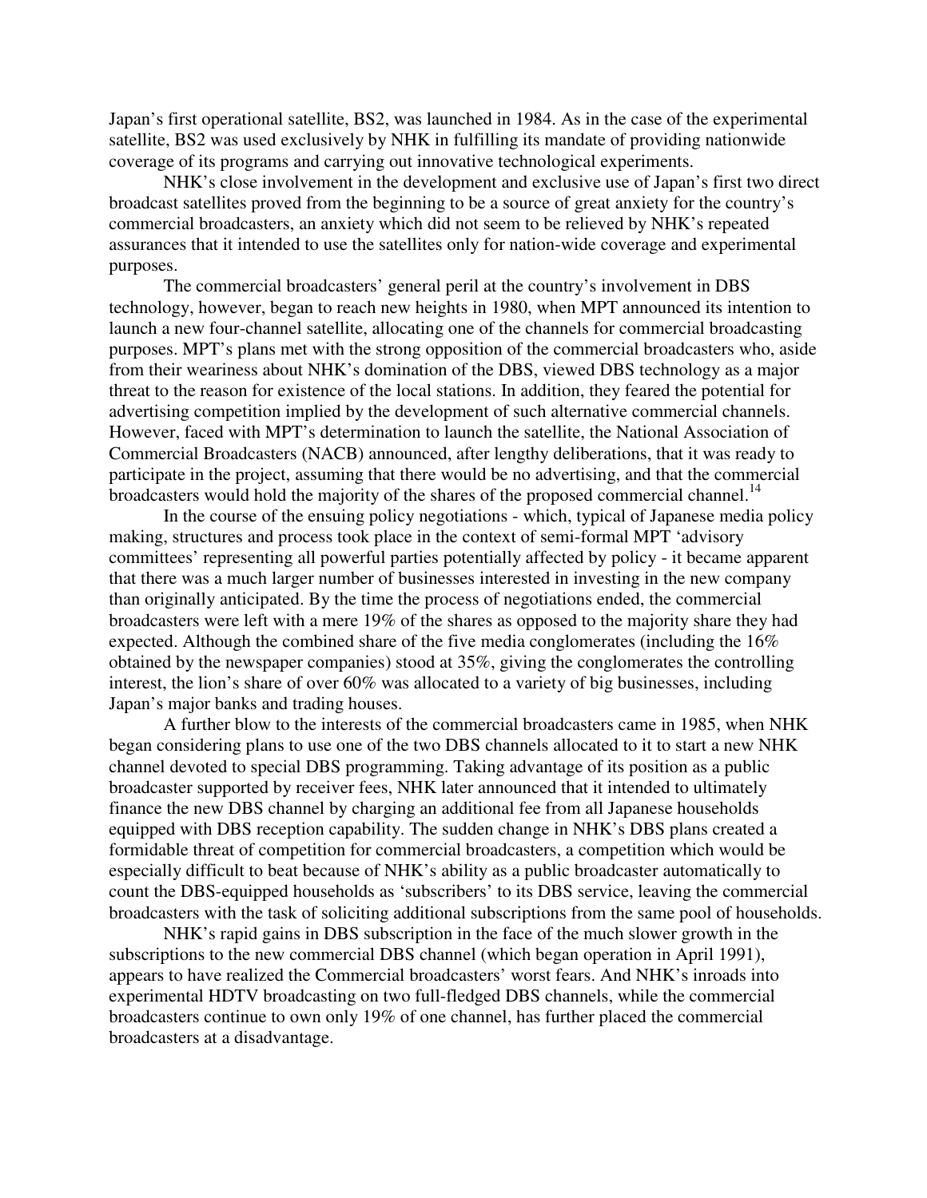Japan's first operational satellite, BS2, was launched in 1984. As in the case of the experimental satellite, BS2 was used exclusively by NHK in fulfilling its mandate of providing nationwide coverage of its programs and carrying out innovative technological experiments.

NHK's close involvement in the development and exclusive use of Japan's first two direct broadcast satellites proved from the beginning to be a source of great anxiety for the country's commercial broadcasters, an anxiety which did not seem to be relieved by NHK's repeated assurances that it intended to use the satellites only for nation-wide coverage and experimental purposes.

The commercial broadcasters' general peril at the country's involvement in DBS technology, however, began to reach new heights in 1980, when MPT announced its intention to launch a new four-channel satellite, allocating one of the channels for commercial broadcasting purposes. MPT's plans met with the strong opposition of the commercial broadcasters who, aside from their weariness about NHK's domination of the DBS, viewed DBS technology as a major threat to the reason for existence of the local stations. In addition, they feared the potential for advertising competition implied by the development of such alternative commercial channels. However, faced with MPT's determination to launch the satellite, the National Association of Commercial Broadcasters (NACB) announced, after lengthy deliberations, that it was ready to participate in the project, assuming that there would be no advertising, and that the commercial broadcasters would hold the majority of the shares of the proposed commercial channel.[14]

In the course of the ensuing policy negotiations - which, typical of Japanese media policy making, structures and process took place in the context of semi-formal MPT 'advisory committees' representing all powerful parties potentially affected by policy - it became apparent that there was a much larger number of businesses interested in investing in the new company than originally anticipated. By the time the process of negotiations ended, the commercial broadcasters were left with a mere 19% of the shares as opposed to the majority share they had expected. Although the combined share of the five media conglomerates (including the 16% obtained by the newspaper companies) stood at 35%, giving the conglomerates the controlling interest, the lion's share of over 60% was allocated to a variety of big businesses, including Japan's major banks and trading houses.

A further blow to the interests of the commercial broadcasters came in 1985, when NHK began considering plans to use one of the two DBS channels allocated to it to start a new NHK channel devoted to special DBS programming. Taking advantage of its position as a public broadcaster supported by receiver fees, NHK later announced that it intended to ultimately finance the new DBS channel by charging an additional fee from all Japanese households equipped with DBS reception capability. The sudden change in NHK's DBS plans created a formidable threat of competition for commercial broadcasters, a competition which would be especially difficult to beat because of NHK's ability as a public broadcaster automatically to count the DBS-equipped households as 'subscribers' to its DBS service, leaving the commercial broadcasters with the task of soliciting additional subscriptions from the same pool of households.

NHK's rapid gains in DBS subscription in the face of the much slower growth in the subscriptions to the new commercial DBS channel (which began operation in April 1991), appears to have realized the Commercial broadcasters' worst fears. And NHK's inroads into experimental HDTV broadcasting on two full-fledged DBS channels, while the commercial broadcasters continue to own only 19% of one channel, has further placed the commercial broadcasters at a disadvantage.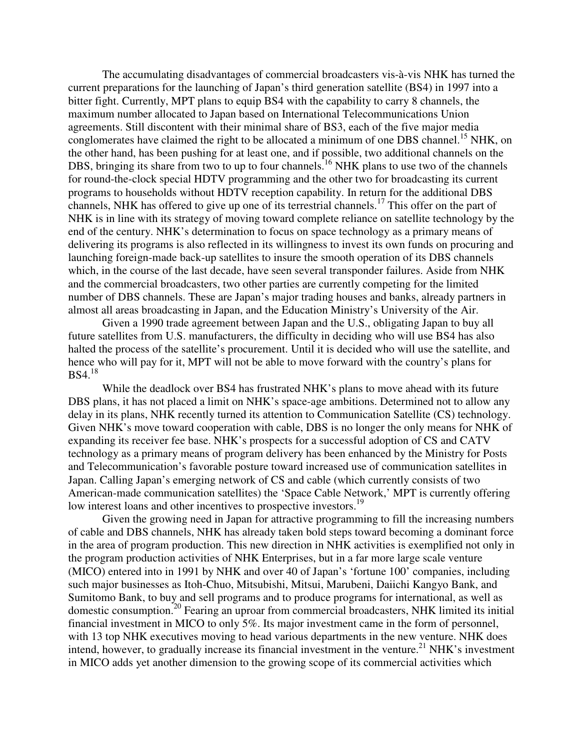The accumulating disadvantages of commercial broadcasters vis-à-vis NHK has turned the current preparations for the launching of Japan's third generation satellite (BS4) in 1997 into a bitter fight. Currently, MPT plans to equip BS4 with the capability to carry 8 channels, the maximum number allocated to Japan based on International Telecommunications Union agreements. Still discontent with their minimal share of BS3, each of the five major media conglomerates have claimed the right to be allocated a minimum of one DBS channel.[15] NHK, on the other hand, has been pushing for at least one, and if possible, two additional channels on the DBS, bringing its share from two to up to four channels.[16] NHK plans to use two of the channels for round-the-clock special HDTV programming and the other two for broadcasting its current programs to households without HDTV reception capability. In return for the additional DBS channels, NHK has offered to give up one of its terrestrial channels.[17] This offer on the part of NHK is in line with its strategy of moving toward complete reliance on satellite technology by the end of the century. NHK's determination to focus on space technology as a primary means of delivering its programs is also reflected in its willingness to invest its own funds on procuring and launching foreign-made back-up satellites to insure the smooth operation of its DBS channels which, in the course of the last decade, have seen several transponder failures. Aside from NHK and the commercial broadcasters, two other parties are currently competing for the limited number of DBS channels. These are Japan's major trading houses and banks, already partners in almost all areas broadcasting in Japan, and the Education Ministry's University of the Air.

Given a 1990 trade agreement between Japan and the U.S., obligating Japan to buy all future satellites from U.S. manufacturers, the difficulty in deciding who will use BS4 has also halted the process of the satellite's procurement. Until it is decided who will use the satellite, and hence who will pay for it, MPT will not be able to move forward with the country's plans for BS4.[18]

While the deadlock over BS4 has frustrated NHK's plans to move ahead with its future DBS plans, it has not placed a limit on NHK's space-age ambitions. Determined not to allow any delay in its plans, NHK recently turned its attention to Communication Satellite (CS) technology. Given NHK's move toward cooperation with cable, DBS is no longer the only means for NHK of expanding its receiver fee base. NHK's prospects for a successful adoption of CS and CATV technology as a primary means of program delivery has been enhanced by the Ministry for Posts and Telecommunication's favorable posture toward increased use of communication satellites in Japan. Calling Japan's emerging network of CS and cable (which currently consists of two American-made communication satellites) the 'Space Cable Network,' MPT is currently offering low interest loans and other incentives to prospective investors.[19]

Given the growing need in Japan for attractive programming to fill the increasing numbers of cable and DBS channels, NHK has already taken bold steps toward becoming a dominant force in the area of program production. This new direction in NHK activities is exemplified not only in the program production activities of NHK Enterprises, but in a far more large scale venture (MICO) entered into in 1991 by NHK and over 40 of Japan's 'fortune 100' companies, including such major businesses as Itoh-Chuo, Mitsubishi, Mitsui, Marubeni, Daiichi Kangyo Bank, and Sumitomo Bank, to buy and sell programs and to produce programs for international, as well as domestic consumption.[20] Fearing an uproar from commercial broadcasters, NHK limited its initial financial investment in MICO to only 5%. Its major investment came in the form of personnel, with 13 top NHK executives moving to head various departments in the new venture. NHK does intend, however, to gradually increase its financial investment in the venture.[21] NHK's investment in MICO adds yet another dimension to the growing scope of its commercial activities which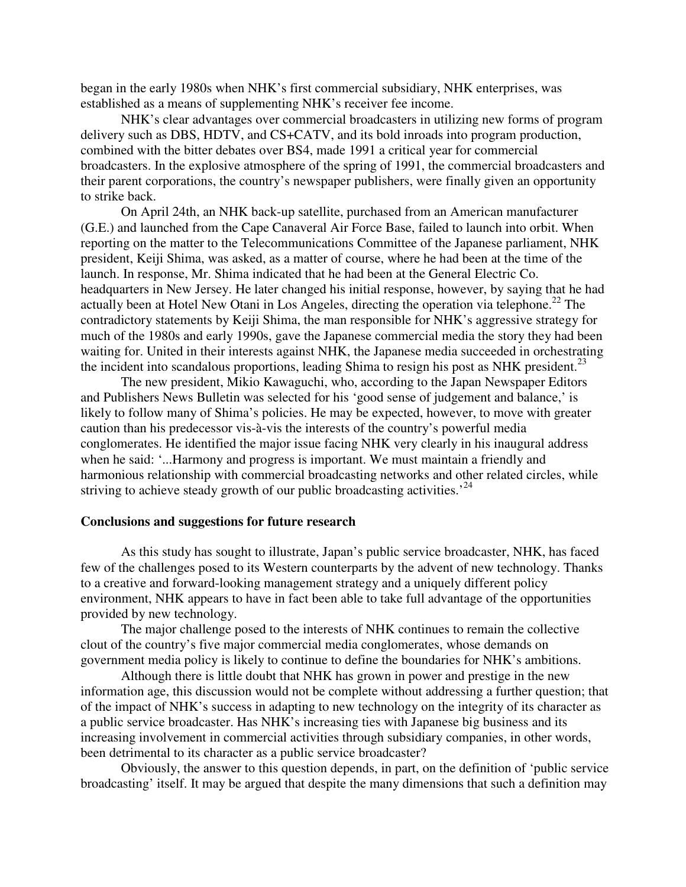began in the early 1980s when NHK's first commercial subsidiary, NHK enterprises, was established as a means of supplementing NHK's receiver fee income.

NHK's clear advantages over commercial broadcasters in utilizing new forms of program delivery such as DBS, HDTV, and CS+CATV, and its bold inroads into program production, combined with the bitter debates over BS4, made 1991 a critical year for commercial broadcasters. In the explosive atmosphere of the spring of 1991, the commercial broadcasters and their parent corporations, the country's newspaper publishers, were finally given an opportunity to strike back.

On April 24th, an NHK back-up satellite, purchased from an American manufacturer (G.E.) and launched from the Cape Canaveral Air Force Base, failed to launch into orbit. When reporting on the matter to the Telecommunications Committee of the Japanese parliament, NHK president, Keiji Shima, was asked, as a matter of course, where he had been at the time of the launch. In response, Mr. Shima indicated that he had been at the General Electric Co. headquarters in New Jersey. He later changed his initial response, however, by saying that he had actually been at Hotel New Otani in Los Angeles, directing the operation via telephone.[22] The contradictory statements by Keiji Shima, the man responsible for NHK's aggressive strategy for much of the 1980s and early 1990s, gave the Japanese commercial media the story they had been waiting for. United in their interests against NHK, the Japanese media succeeded in orchestrating the incident into scandalous proportions, leading Shima to resign his post as NHK president.[23]

The new president, Mikio Kawaguchi, who, according to the Japan Newspaper Editors and Publishers News Bulletin was selected for his 'good sense of judgement and balance,' is likely to follow many of Shima's policies. He may be expected, however, to move with greater caution than his predecessor vis-à-vis the interests of the country's powerful media conglomerates. He identified the major issue facing NHK very clearly in his inaugural address when he said: '...Harmony and progress is important. We must maintain a friendly and harmonious relationship with commercial broadcasting networks and other related circles, while striving to achieve steady growth of our public broadcasting activities.'[24]

## Conclusions and suggestions for future research

As this study has sought to illustrate, Japan's public service broadcaster, NHK, has faced few of the challenges posed to its Western counterparts by the advent of new technology. Thanks to a creative and forward-looking management strategy and a uniquely different policy environment, NHK appears to have in fact been able to take full advantage of the opportunities provided by new technology.

The major challenge posed to the interests of NHK continues to remain the collective clout of the country's five major commercial media conglomerates, whose demands on government media policy is likely to continue to define the boundaries for NHK's ambitions.

Although there is little doubt that NHK has grown in power and prestige in the new information age, this discussion would not be complete without addressing a further question; that of the impact of NHK's success in adapting to new technology on the integrity of its character as a public service broadcaster. Has NHK's increasing ties with Japanese big business and its increasing involvement in commercial activities through subsidiary companies, in other words, been detrimental to its character as a public service broadcaster?

Obviously, the answer to this question depends, in part, on the definition of 'public service broadcasting' itself. It may be argued that despite the many dimensions that such a definition may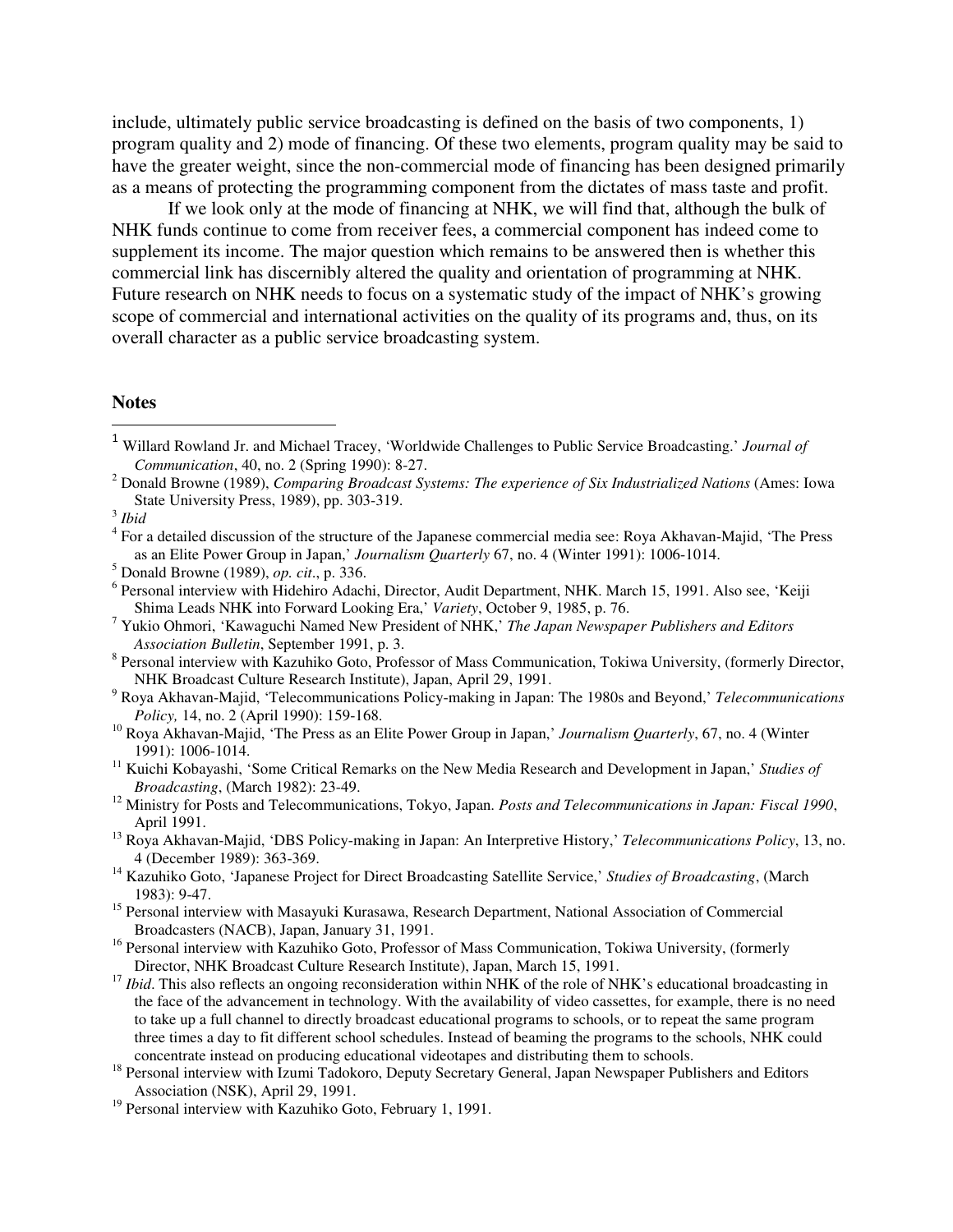include, ultimately public service broadcasting is defined on the basis of two components, 1) program quality and 2) mode of financing. Of these two elements, program quality may be said to have the greater weight, since the non-commercial mode of financing has been designed primarily as a means of protecting the programming component from the dictates of mass taste and profit.

If we look only at the mode of financing at NHK, we will find that, although the bulk of NHK funds continue to come from receiver fees, a commercial component has indeed come to supplement its income. The major question which remains to be answered then is whether this commercial link has discernibly altered the quality and orientation of programming at NHK. Future research on NHK needs to focus on a systematic study of the impact of NHK's growing scope of commercial and international activities on the quality of its programs and, thus, on its overall character as a public service broadcasting system.

## Notes

[1] Willard Rowland Jr. and Michael Tracey, 'Worldwide Challenges to Public Service Broadcasting.' *Journal of Communication*, 40, no. 2 (Spring 1990): 8-27.

[2] Donald Browne (1989), *Comparing Broadcast Systems: The experience of Six Industrialized Nations* (Ames: Iowa State University Press, 1989), pp. 303-319.

[3] *Ibid*

[4] For a detailed discussion of the structure of the Japanese commercial media see: Roya Akhavan-Majid, 'The Press as an Elite Power Group in Japan,' *Journalism Quarterly* 67, no. 4 (Winter 1991): 1006-1014.

[5] Donald Browne (1989), *op. cit*., p. 336.

[6] Personal interview with Hidehiro Adachi, Director, Audit Department, NHK. March 15, 1991. Also see, 'Keiji Shima Leads NHK into Forward Looking Era,' *Variety*, October 9, 1985, p. 76.

[7] Yukio Ohmori, 'Kawaguchi Named New President of NHK,' *The Japan Newspaper Publishers and Editors Association Bulletin*, September 1991, p. 3.

[8] Personal interview with Kazuhiko Goto, Professor of Mass Communication, Tokiwa University, (formerly Director, NHK Broadcast Culture Research Institute), Japan, April 29, 1991.

[9] Roya Akhavan-Majid, 'Telecommunications Policy-making in Japan: The 1980s and Beyond,' *Telecommunications Policy,* 14, no. 2 (April 1990): 159-168.

[10] Roya Akhavan-Majid, 'The Press as an Elite Power Group in Japan,' *Journalism Quarterly*, 67, no. 4 (Winter 1991): 1006-1014.

[11] Kuichi Kobayashi, 'Some Critical Remarks on the New Media Research and Development in Japan,' *Studies of Broadcasting*, (March 1982): 23-49.

[12] Ministry for Posts and Telecommunications, Tokyo, Japan. *Posts and Telecommunications in Japan: Fiscal 1990*, April 1991.

[13] Roya Akhavan-Majid, 'DBS Policy-making in Japan: An Interpretive History,' *Telecommunications Policy*, 13, no. 4 (December 1989): 363-369.

[14] Kazuhiko Goto, 'Japanese Project for Direct Broadcasting Satellite Service,' *Studies of Broadcasting*, (March 1983): 9-47.

[15] Personal interview with Masayuki Kurasawa, Research Department, National Association of Commercial Broadcasters (NACB), Japan, January 31, 1991.

[16] Personal interview with Kazuhiko Goto, Professor of Mass Communication, Tokiwa University, (formerly Director, NHK Broadcast Culture Research Institute), Japan, March 15, 1991.

[17] *Ibid*. This also reflects an ongoing reconsideration within NHK of the role of NHK's educational broadcasting in the face of the advancement in technology. With the availability of video cassettes, for example, there is no need to take up a full channel to directly broadcast educational programs to schools, or to repeat the same program three times a day to fit different school schedules. Instead of beaming the programs to the schools, NHK could concentrate instead on producing educational videotapes and distributing them to schools.

[18] Personal interview with Izumi Tadokoro, Deputy Secretary General, Japan Newspaper Publishers and Editors Association (NSK), April 29, 1991.

[19] Personal interview with Kazuhiko Goto, February 1, 1991.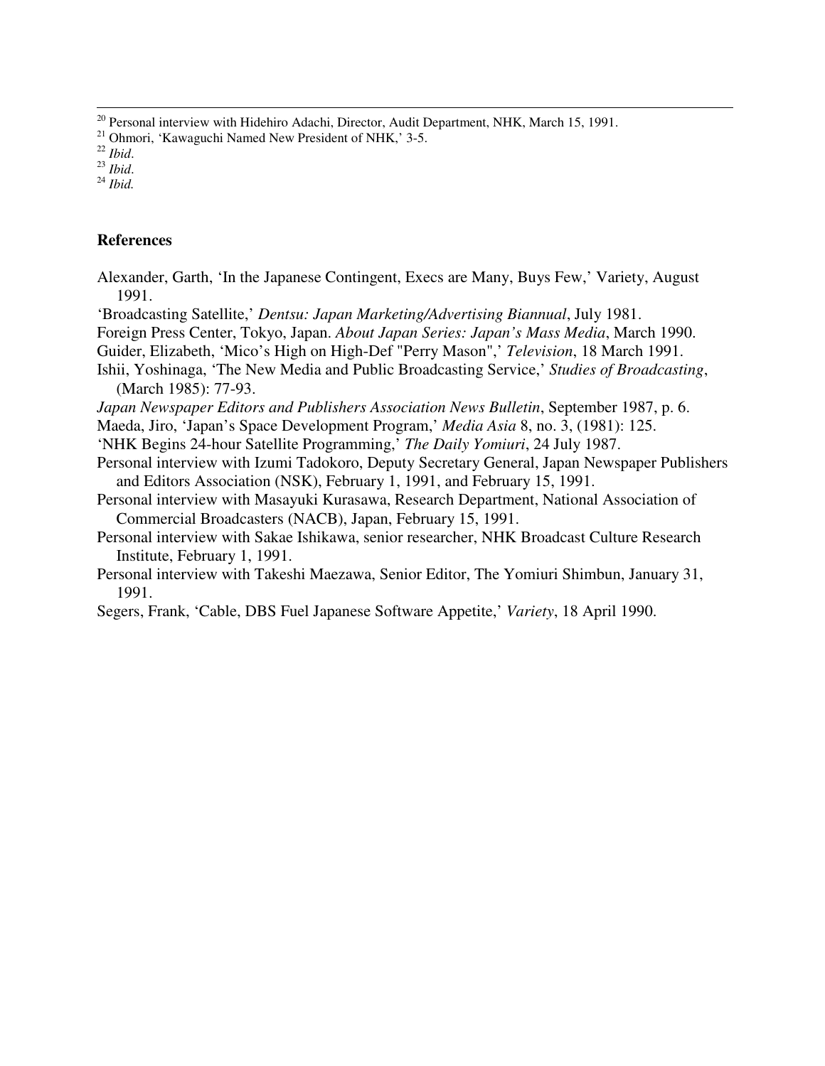[20] Personal interview with Hidehiro Adachi, Director, Audit Department, NHK, March 15, 1991.

[21] Ohmori, 'Kawaguchi Named New President of NHK,' 3-5.

[22] *Ibid*.

[23] *Ibid*.

[24] *Ibid.*

**References**

Alexander, Garth, 'In the Japanese Contingent, Execs are Many, Buys Few,' Variety, August 1991.

'Broadcasting Satellite,' *Dentsu: Japan Marketing/Advertising Biannual*, July 1981.

Foreign Press Center, Tokyo, Japan. *About Japan Series: Japan's Mass Media*, March 1990.

Guider, Elizabeth, 'Mico's High on High-Def "Perry Mason",' *Television*, 18 March 1991.

Ishii, Yoshinaga, 'The New Media and Public Broadcasting Service,' *Studies of Broadcasting*, (March 1985): 77-93.

*Japan Newspaper Editors and Publishers Association News Bulletin*, September 1987, p. 6.

Maeda, Jiro, 'Japan's Space Development Program,' *Media Asia* 8, no. 3, (1981): 125.

'NHK Begins 24-hour Satellite Programming,' *The Daily Yomiuri*, 24 July 1987.

Personal interview with Izumi Tadokoro, Deputy Secretary General, Japan Newspaper Publishers and Editors Association (NSK), February 1, 1991, and February 15, 1991.

Personal interview with Masayuki Kurasawa, Research Department, National Association of Commercial Broadcasters (NACB), Japan, February 15, 1991.

Personal interview with Sakae Ishikawa, senior researcher, NHK Broadcast Culture Research Institute, February 1, 1991.

Personal interview with Takeshi Maezawa, Senior Editor, The Yomiuri Shimbun, January 31, 1991.

Segers, Frank, 'Cable, DBS Fuel Japanese Software Appetite,' *Variety*, 18 April 1990.